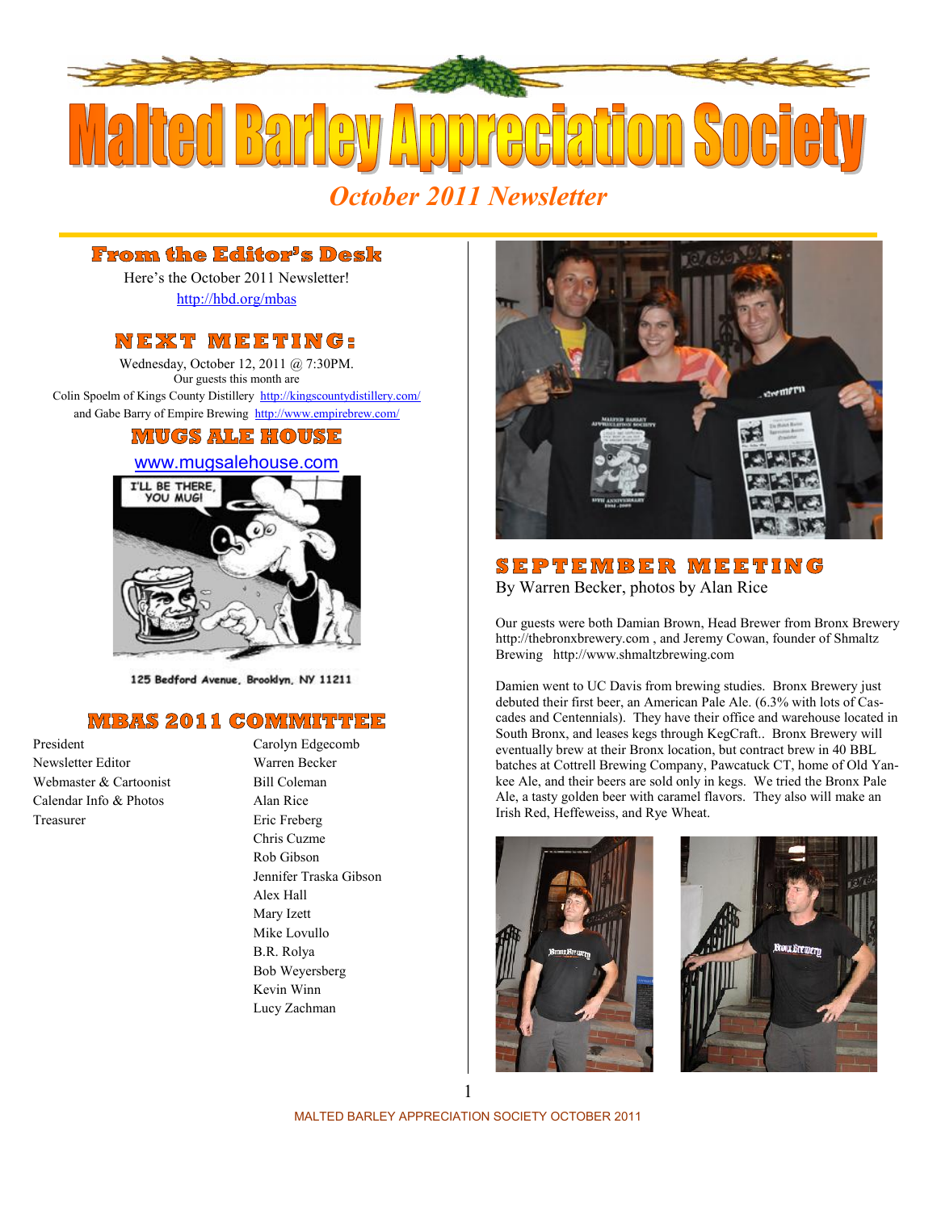# Malted Barley Appreciation Society

*October 2011 Newsletter*

## From the Editor's Desk

Here's the October 2011 Newsletter!

http://hbd.org/mbas

## NEXT MEETING:

Wednesday, October 12, 2011 @ 7:30PM.

Our guests this month are

Colin Spoelm of Kings County Distillery http://kingscountydistillery.com/

and Gabe Barry of Empire Brewing http://www.empirebrew.com/

## MUGS ALE HOUSE

www.mugsalehouse.com

125 Bedford Avenue, Brooklyn, NY 11211

## MBAS 2011 COMMITTEE

| | |
|---|---|
| President | Carolyn Edgecomb |
| Newsletter Editor | Warren Becker |
| Webmaster & Cartoonist | Bill Coleman |
| Calendar Info & Photos | Alan Rice |
| Treasurer | Eric Freberg |
| | Chris Cuzme |
| | Rob Gibson |
| | Jennifer Traska Gibson |
| | Alex Hall |
| | Mary Izett |
| | Mike Lovullo |
| | B.R. Rolya |
| | Bob Weyersberg |
| | Kevin Winn |
| | Lucy Zachman |

## SEPTEMBER MEETING

By Warren Becker, photos by Alan Rice

Our guests were both Damian Brown, Head Brewer from Bronx Brewery http://thebronxbrewery.com , and Jeremy Cowan, founder of Shmaltz Brewing http://www.shmaltzbrewing.com

Damien went to UC Davis from brewing studies. Bronx Brewery just debuted their first beer, an American Pale Ale. (6.3% with lots of Cascades and Centennials). They have their office and warehouse located in South Bronx, and leases kegs through KegCraft.. Bronx Brewery will eventually brew at their Bronx location, but contract brew in 40 BBL batches at Cottrell Brewing Company, Pawcatuck CT, home of Old Yankee Ale, and their beers are sold only in kegs. We tried the Bronx Pale Ale, a tasty golden beer with caramel flavors. They also will make an Irish Red, Heffeweiss, and Rye Wheat.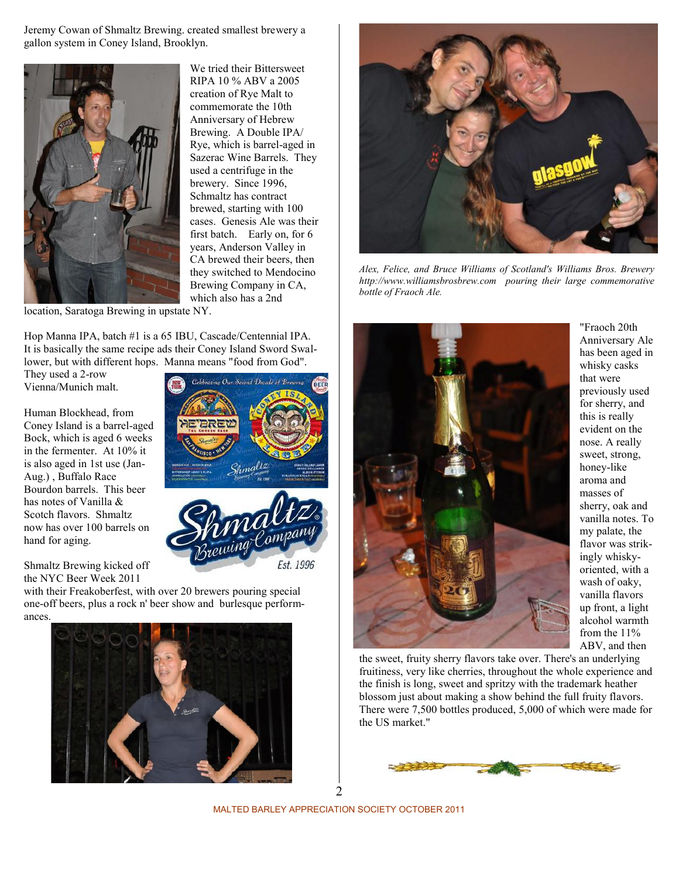Jeremy Cowan of Shmaltz Brewing. created smallest brewery a gallon system in Coney Island, Brooklyn.

We tried their Bittersweet RIPA 10 % ABV a 2005 creation of Rye Malt to commemorate the 10th Anniversary of Hebrew Brewing. A Double IPA/ Rye, which is barrel-aged in Sazerac Wine Barrels. They used a centrifuge in the brewery. Since 1996, Schmaltz has contract brewed, starting with 100 cases. Genesis Ale was their first batch. Early on, for 6 years, Anderson Valley in CA brewed their beers, then they switched to Mendocino Brewing Company in CA, which also has a 2nd location, Saratoga Brewing in upstate NY.

Hop Manna IPA, batch #1 is a 65 IBU, Cascade/Centennial IPA. It is basically the same recipe ads their Coney Island Sword Swallower, but with different hops. Manna means "food from God". They used a 2-row Vienna/Munich malt.

Human Blockhead, from Coney Island is a barrel-aged Bock, which is aged 6 weeks in the fermenter. At 10% it is also aged in 1st use (Jan-Aug.) , Buffalo Race Bourdon barrels. This beer has notes of Vanilla & Scotch flavors. Shmaltz now has over 100 barrels on hand for aging.

Shmaltz Brewing kicked off the NYC Beer Week 2011 with their Freakoberfest, with over 20 brewers pouring special one-off beers, plus a rock n' beer show and burlesque performances.

*Alex, Felice, and Bruce Williams of Scotland's Williams Bros. Brewery http://www.williamsbrosbrew.com pouring their large commemorative bottle of Fraoch Ale.*

"Fraoch 20th Anniversary Ale has been aged in whisky casks that were previously used for sherry, and this is really evident on the nose. A really sweet, strong, honey-like aroma and masses of sherry, oak and vanilla notes. To my palate, the flavor was strikingly whisky-oriented, with a wash of oaky, vanilla flavors up front, a light alcohol warmth from the 11% ABV, and then the sweet, fruity sherry flavors take over. There's an underlying fruitiness, very like cherries, throughout the whole experience and the finish is long, sweet and spritzy with the trademark heather blossom just about making a show behind the full fruity flavors. There were 7,500 bottles produced, 5,000 of which were made for the US market."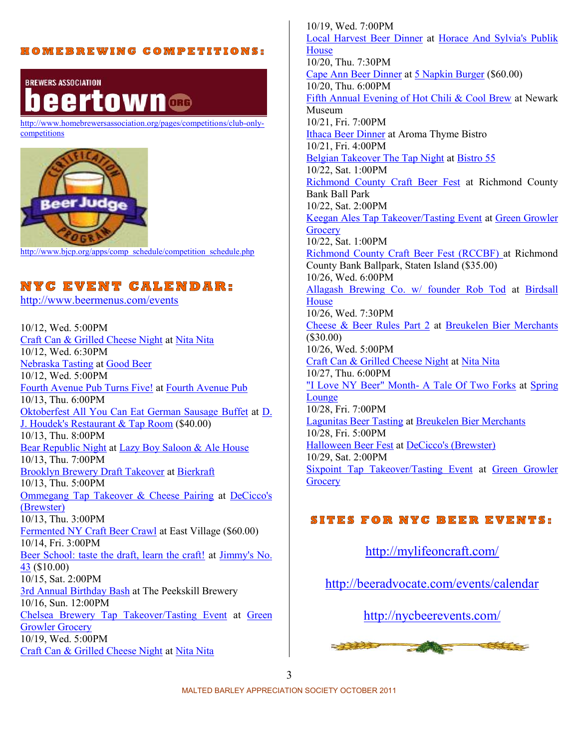## HOMEBREWING COMPETITIONS:

BREWERS ASSOCIATION beertown ORG

http://www.homebrewersassociation.org/pages/competitions/club-only-competitions

Certification Beer Judge Program

http://www.bjcp.org/apps/comp_schedule/competition_schedule.php

## NYC EVENT CALENDAR:

http://www.beermenus.com/events

10/12, Wed. 5:00PM
Craft Can & Grilled Cheese Night at Nita Nita
10/12, Wed. 6:30PM
Nebraska Tasting at Good Beer
10/12, Wed. 5:00PM
Fourth Avenue Pub Turns Five! at Fourth Avenue Pub
10/13, Thu. 6:00PM
Oktoberfest All You Can Eat German Sausage Buffet at D. J. Houdek's Restaurant & Tap Room ($40.00)
10/13, Thu. 8:00PM
Bear Republic Night at Lazy Boy Saloon & Ale House
10/13, Thu. 7:00PM
Brooklyn Brewery Draft Takeover at Bierkraft
10/13, Thu. 5:00PM
Ommegang Tap Takeover & Cheese Pairing at DeCicco's (Brewster)
10/13, Thu. 3:00PM
Fermented NY Craft Beer Crawl at East Village ($60.00)
10/14, Fri. 3:00PM
Beer School: taste the draft, learn the craft! at Jimmy's No. 43 ($10.00)
10/15, Sat. 2:00PM
3rd Annual Birthday Bash at The Peekskill Brewery
10/16, Sun. 12:00PM
Chelsea Brewery Tap Takeover/Tasting Event at Green Growler Grocery
10/19, Wed. 5:00PM
Craft Can & Grilled Cheese Night at Nita Nita
10/19, Wed. 7:00PM
Local Harvest Beer Dinner at Horace And Sylvia's Publik House
10/20, Thu. 7:30PM
Cape Ann Beer Dinner at 5 Napkin Burger ($60.00)
10/20, Thu. 6:00PM
Fifth Annual Evening of Hot Chili & Cool Brew at Newark Museum
10/21, Fri. 7:00PM
Ithaca Beer Dinner at Aroma Thyme Bistro
10/21, Fri. 4:00PM
Belgian Takeover The Tap Night at Bistro 55
10/22, Sat. 1:00PM
Richmond County Craft Beer Fest at Richmond County Bank Ball Park
10/22, Sat. 2:00PM
Keegan Ales Tap Takeover/Tasting Event at Green Growler Grocery
10/22, Sat. 1:00PM
Richmond County Craft Beer Fest (RCCBF) at Richmond County Bank Ballpark, Staten Island ($35.00)
10/26, Wed. 6:00PM
Allagash Brewing Co. w/ founder Rob Tod at Birdsall House
10/26, Wed. 7:30PM
Cheese & Beer Rules Part 2 at Breukelen Bier Merchants ($30.00)
10/26, Wed. 5:00PM
Craft Can & Grilled Cheese Night at Nita Nita
10/27, Thu. 6:00PM
"I Love NY Beer" Month- A Tale Of Two Forks at Spring Lounge
10/28, Fri. 7:00PM
Lagunitas Beer Tasting at Breukelen Bier Merchants
10/28, Fri. 5:00PM
Halloween Beer Fest at DeCicco's (Brewster)
10/29, Sat. 2:00PM
Sixpoint Tap Takeover/Tasting Event at Green Growler Grocery

## SITES FOR NYC BEER EVENTS:

http://mylifeoncraft.com/

http://beeradvocate.com/events/calendar

http://nycbeerevents.com/